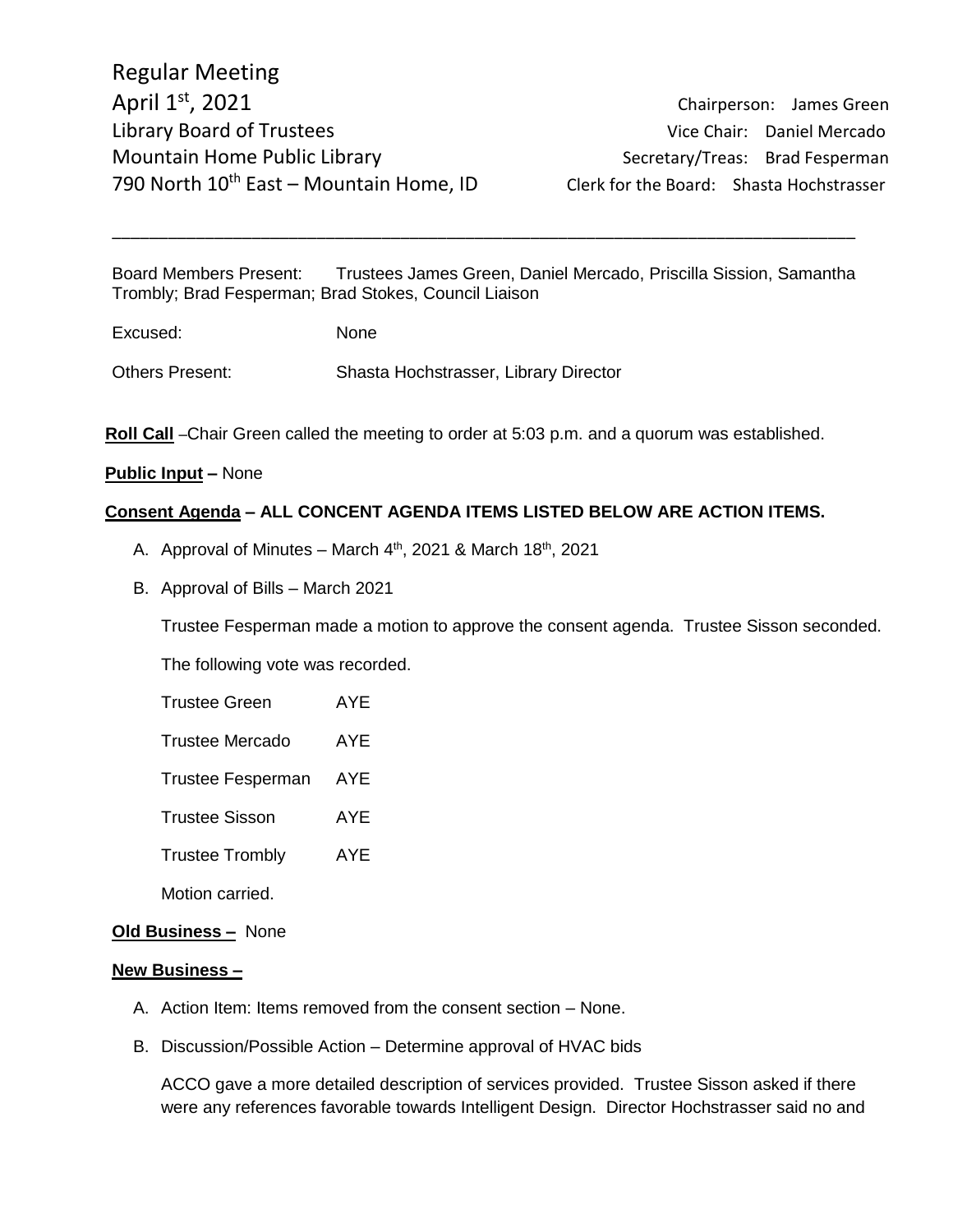Regular Meeting
April 1st, 2021
Library Board of Trustees
Mountain Home Public Library
790 North 10th East – Mountain Home, ID

Chairperson: James Green
Vice Chair: Daniel Mercado
Secretary/Treas: Brad Fesperman
Clerk for the Board: Shasta Hochstrasser

---

Board Members Present: Trustees James Green, Daniel Mercado, Priscilla Sission, Samantha Trombly; Brad Fesperman; Brad Stokes, Council Liaison

Excused: None

Others Present: Shasta Hochstrasser, Library Director

**Roll Call** –Chair Green called the meeting to order at 5:03 p.m. and a quorum was established.

**Public Input –** None

**Consent Agenda – ALL CONCENT AGENDA ITEMS LISTED BELOW ARE ACTION ITEMS.**

A. Approval of Minutes – March 4th, 2021 & March 18th, 2021

B. Approval of Bills – March 2021

Trustee Fesperman made a motion to approve the consent agenda. Trustee Sisson seconded.

The following vote was recorded.

| | |
|---|---|
| Trustee Green | AYE |
| Trustee Mercado | AYE |
| Trustee Fesperman | AYE |
| Trustee Sisson | AYE |
| Trustee Trombly | AYE |

Motion carried.

**Old Business –** None

**New Business –**

A. Action Item: Items removed from the consent section – None.

B. Discussion/Possible Action – Determine approval of HVAC bids

ACCO gave a more detailed description of services provided. Trustee Sisson asked if there were any references favorable towards Intelligent Design. Director Hochstrasser said no and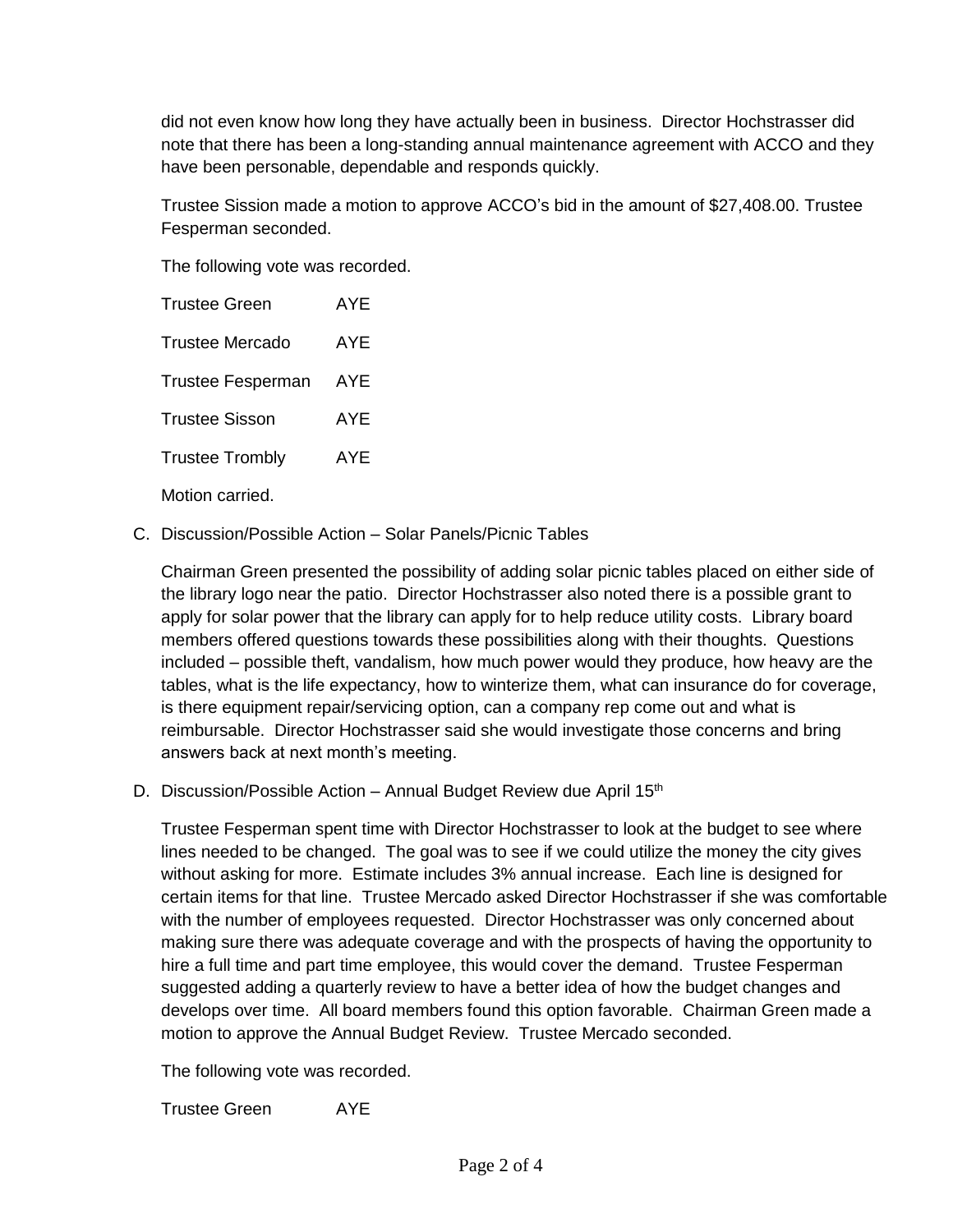did not even know how long they have actually been in business. Director Hochstrasser did note that there has been a long-standing annual maintenance agreement with ACCO and they have been personable, dependable and responds quickly.

Trustee Sission made a motion to approve ACCO's bid in the amount of $27,408.00. Trustee Fesperman seconded.

The following vote was recorded.

| | |
|---|---|
| Trustee Green | AYE |
| Trustee Mercado | AYE |
| Trustee Fesperman | AYE |
| Trustee Sisson | AYE |
| Trustee Trombly | AYE |

Motion carried.

C. Discussion/Possible Action – Solar Panels/Picnic Tables

Chairman Green presented the possibility of adding solar picnic tables placed on either side of the library logo near the patio. Director Hochstrasser also noted there is a possible grant to apply for solar power that the library can apply for to help reduce utility costs. Library board members offered questions towards these possibilities along with their thoughts. Questions included – possible theft, vandalism, how much power would they produce, how heavy are the tables, what is the life expectancy, how to winterize them, what can insurance do for coverage, is there equipment repair/servicing option, can a company rep come out and what is reimbursable. Director Hochstrasser said she would investigate those concerns and bring answers back at next month's meeting.

D. Discussion/Possible Action – Annual Budget Review due April 15th

Trustee Fesperman spent time with Director Hochstrasser to look at the budget to see where lines needed to be changed. The goal was to see if we could utilize the money the city gives without asking for more. Estimate includes 3% annual increase. Each line is designed for certain items for that line. Trustee Mercado asked Director Hochstrasser if she was comfortable with the number of employees requested. Director Hochstrasser was only concerned about making sure there was adequate coverage and with the prospects of having the opportunity to hire a full time and part time employee, this would cover the demand. Trustee Fesperman suggested adding a quarterly review to have a better idea of how the budget changes and develops over time. All board members found this option favorable. Chairman Green made a motion to approve the Annual Budget Review. Trustee Mercado seconded.

The following vote was recorded.

| | |
|---|---|
| Trustee Green | AYE |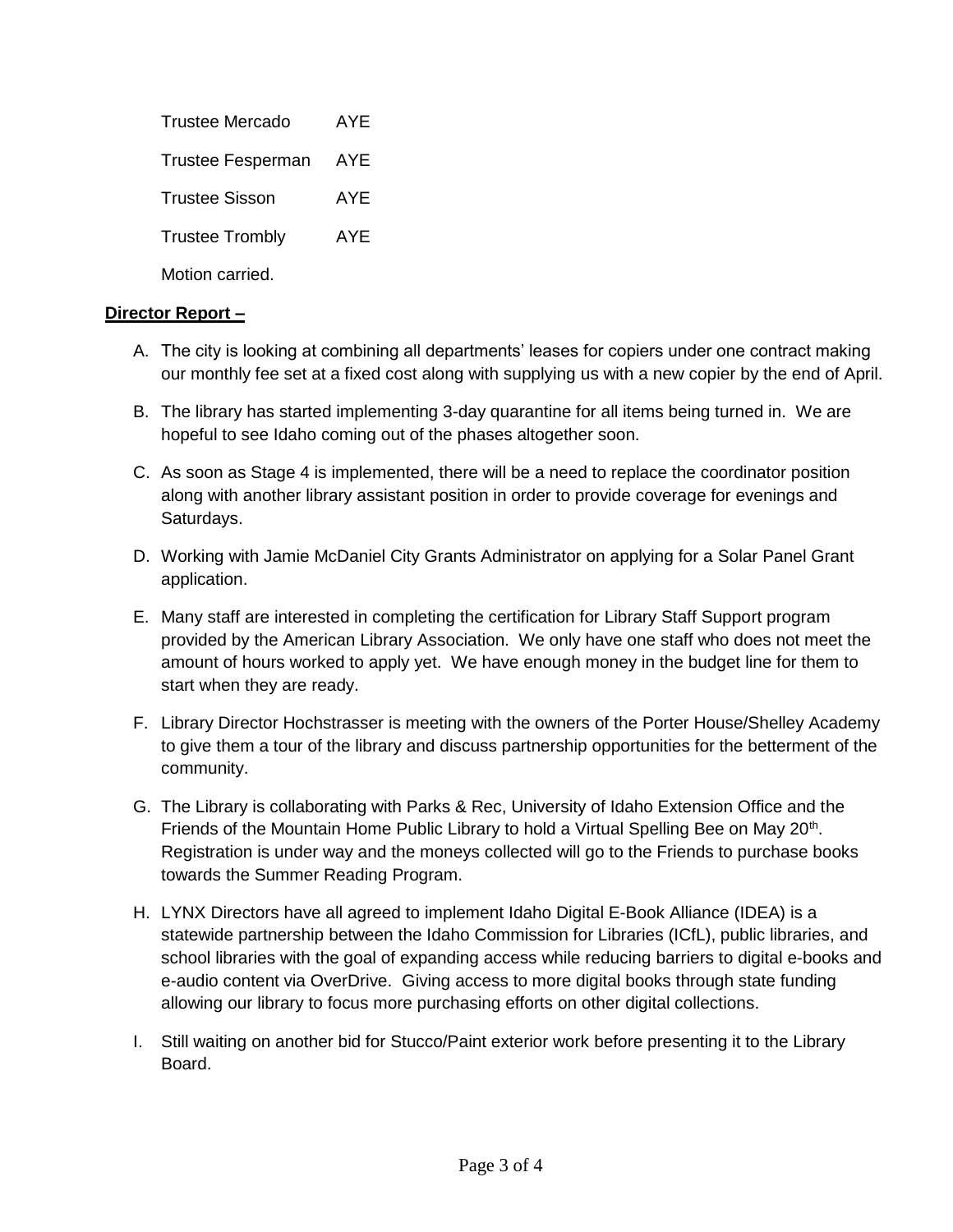Trustee Mercado AYE

Trustee Fesperman AYE

Trustee Sisson AYE

Trustee Trombly AYE

Motion carried.

**Director Report –**

A. The city is looking at combining all departments' leases for copiers under one contract making our monthly fee set at a fixed cost along with supplying us with a new copier by the end of April.

B. The library has started implementing 3-day quarantine for all items being turned in. We are hopeful to see Idaho coming out of the phases altogether soon.

C. As soon as Stage 4 is implemented, there will be a need to replace the coordinator position along with another library assistant position in order to provide coverage for evenings and Saturdays.

D. Working with Jamie McDaniel City Grants Administrator on applying for a Solar Panel Grant application.

E. Many staff are interested in completing the certification for Library Staff Support program provided by the American Library Association. We only have one staff who does not meet the amount of hours worked to apply yet. We have enough money in the budget line for them to start when they are ready.

F. Library Director Hochstrasser is meeting with the owners of the Porter House/Shelley Academy to give them a tour of the library and discuss partnership opportunities for the betterment of the community.

G. The Library is collaborating with Parks & Rec, University of Idaho Extension Office and the Friends of the Mountain Home Public Library to hold a Virtual Spelling Bee on May 20th. Registration is under way and the moneys collected will go to the Friends to purchase books towards the Summer Reading Program.

H. LYNX Directors have all agreed to implement Idaho Digital E-Book Alliance (IDEA) is a statewide partnership between the Idaho Commission for Libraries (ICfL), public libraries, and school libraries with the goal of expanding access while reducing barriers to digital e-books and e-audio content via OverDrive. Giving access to more digital books through state funding allowing our library to focus more purchasing efforts on other digital collections.

I. Still waiting on another bid for Stucco/Paint exterior work before presenting it to the Library Board.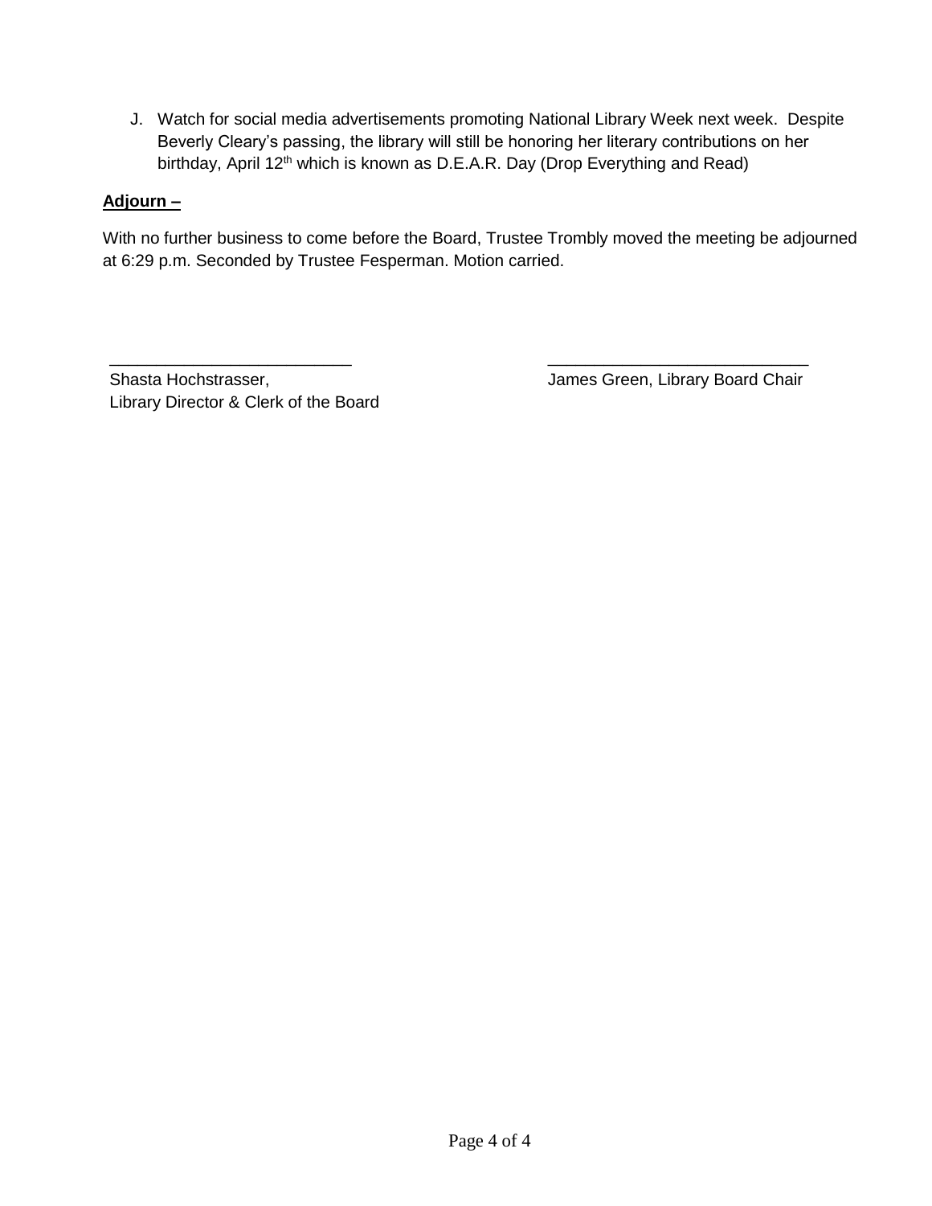J. Watch for social media advertisements promoting National Library Week next week. Despite Beverly Cleary's passing, the library will still be honoring her literary contributions on her birthday, April 12th which is known as D.E.A.R. Day (Drop Everything and Read)

**Adjourn –**

With no further business to come before the Board, Trustee Trombly moved the meeting be adjourned at 6:29 p.m. Seconded by Trustee Fesperman. Motion carried.

\_\_\_\_\_\_\_\_\_\_\_\_\_\_\_\_\_\_\_\_\_\_\_\_\_\_\_
Shasta Hochstrasser,
Library Director & Clerk of the Board

\_\_\_\_\_\_\_\_\_\_\_\_\_\_\_\_\_\_\_\_\_\_\_\_\_\_\_\_\_
James Green, Library Board Chair